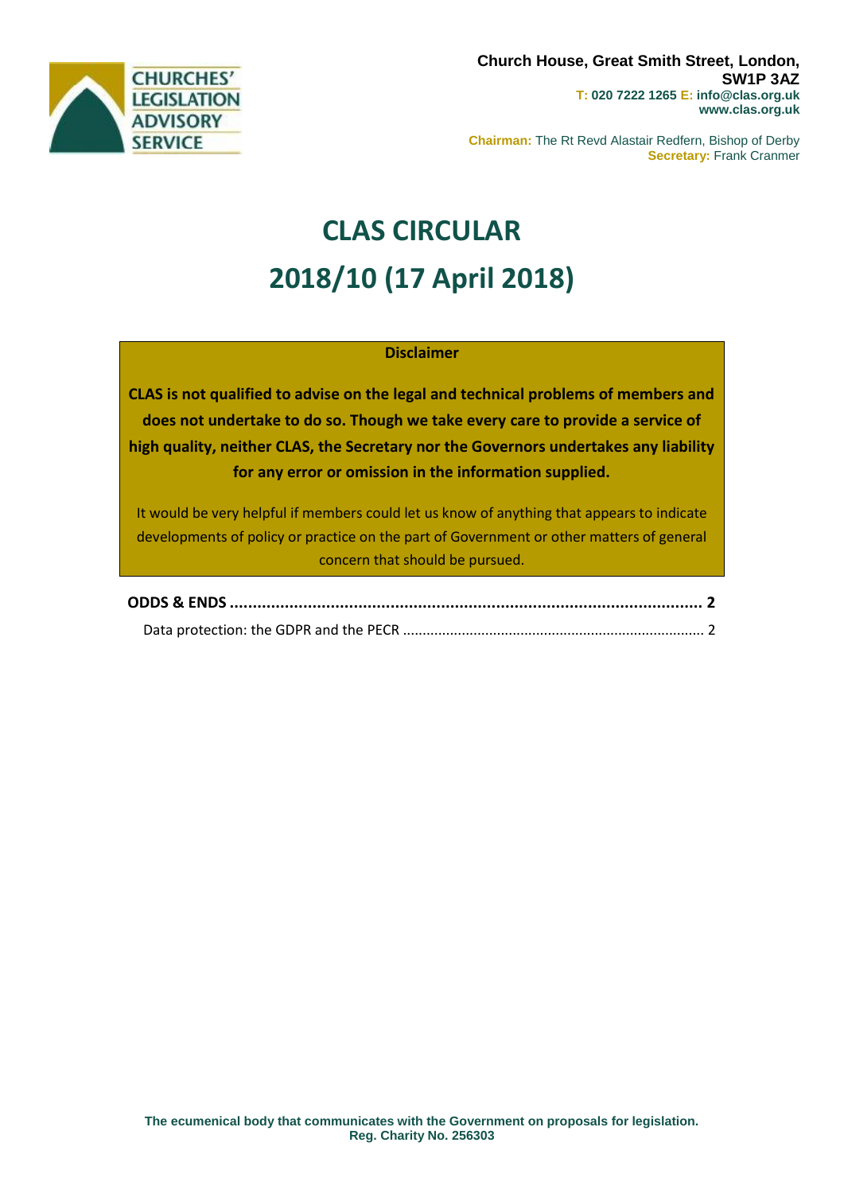CHURCHES' LEGISLATION ADVISORY SERVICE

**Church House, Great Smith Street, London, SW1P 3AZ**
**T: 020 7222 1265 E: info@clas.org.uk**
**www.clas.org.uk**

**Chairman:** The Rt Revd Alastair Redfern, Bishop of Derby
**Secretary:** Frank Cranmer

# CLAS CIRCULAR

# 2018/10 (17 April 2018)

**Disclaimer**

**CLAS is not qualified to advise on the legal and technical problems of members and does not undertake to do so. Though we take every care to provide a service of high quality, neither CLAS, the Secretary nor the Governors undertakes any liability for any error or omission in the information supplied.**

It would be very helpful if members could let us know of anything that appears to indicate developments of policy or practice on the part of Government or other matters of general concern that should be pursued.

**ODDS & ENDS** ........................................................................................ **2**

Data protection: the GDPR and the PECR ........................................................................ 2

**The ecumenical body that communicates with the Government on proposals for legislation.**
**Reg. Charity No. 256303**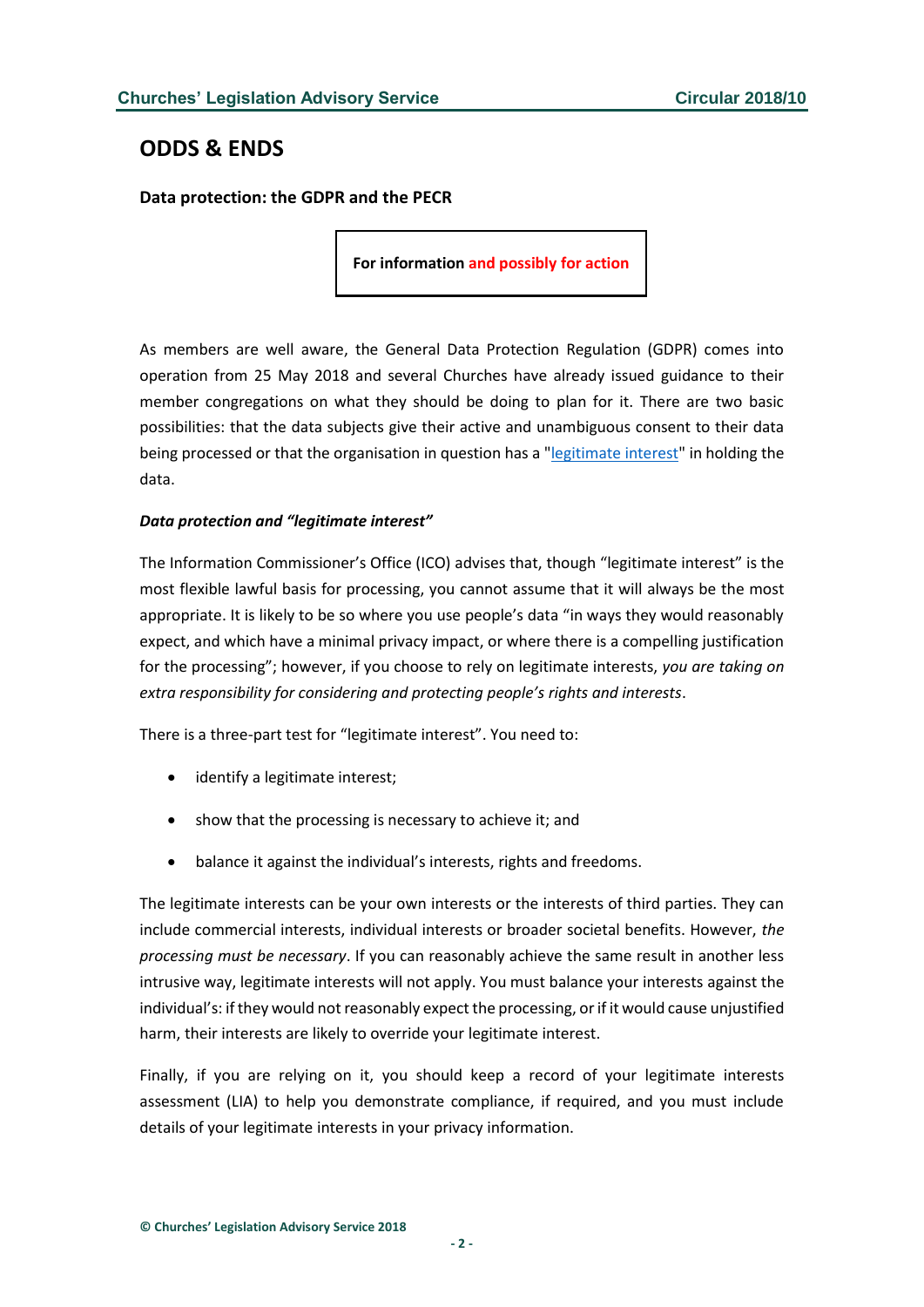## ODDS & ENDS

### Data protection: the GDPR and the PECR

**For information and possibly for action**

As members are well aware, the General Data Protection Regulation (GDPR) comes into operation from 25 May 2018 and several Churches have already issued guidance to their member congregations on what they should be doing to plan for it. There are two basic possibilities: that the data subjects give their active and unambiguous consent to their data being processed or that the organisation in question has a "legitimate interest" in holding the data.

***Data protection and "legitimate interest"***

The Information Commissioner's Office (ICO) advises that, though "legitimate interest" is the most flexible lawful basis for processing, you cannot assume that it will always be the most appropriate. It is likely to be so where you use people's data "in ways they would reasonably expect, and which have a minimal privacy impact, or where there is a compelling justification for the processing"; however, if you choose to rely on legitimate interests, *you are taking on extra responsibility for considering and protecting people's rights and interests*.

There is a three-part test for "legitimate interest". You need to:

- identify a legitimate interest;
- show that the processing is necessary to achieve it; and
- balance it against the individual's interests, rights and freedoms.

The legitimate interests can be your own interests or the interests of third parties. They can include commercial interests, individual interests or broader societal benefits. However, *the processing must be necessary*. If you can reasonably achieve the same result in another less intrusive way, legitimate interests will not apply. You must balance your interests against the individual's: if they would not reasonably expect the processing, or if it would cause unjustified harm, their interests are likely to override your legitimate interest.

Finally, if you are relying on it, you should keep a record of your legitimate interests assessment (LIA) to help you demonstrate compliance, if required, and you must include details of your legitimate interests in your privacy information.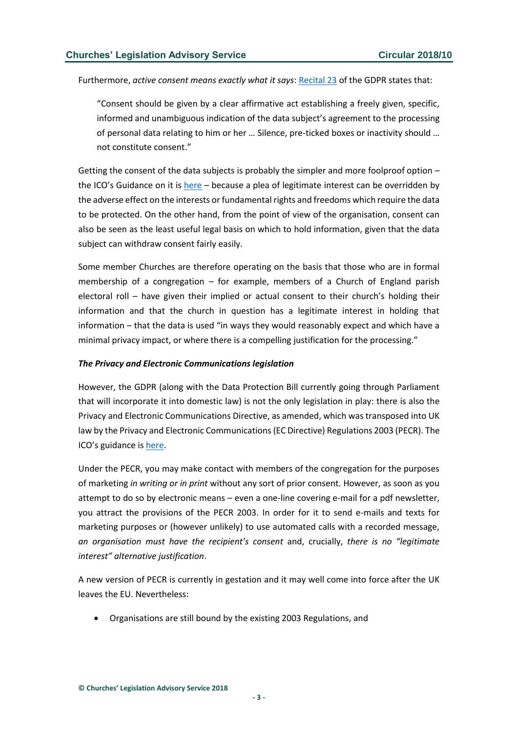Furthermore, *active consent means exactly what it says*: Recital 23 of the GDPR states that:

> "Consent should be given by a clear affirmative act establishing a freely given, specific, informed and unambiguous indication of the data subject's agreement to the processing of personal data relating to him or her … Silence, pre-ticked boxes or inactivity should … not constitute consent."

Getting the consent of the data subjects is probably the simpler and more foolproof option – the ICO's Guidance on it is here – because a plea of legitimate interest can be overridden by the adverse effect on the interests or fundamental rights and freedoms which require the data to be protected. On the other hand, from the point of view of the organisation, consent can also be seen as the least useful legal basis on which to hold information, given that the data subject can withdraw consent fairly easily.

Some member Churches are therefore operating on the basis that those who are in formal membership of a congregation – for example, members of a Church of England parish electoral roll – have given their implied or actual consent to their church's holding their information and that the church in question has a legitimate interest in holding that information – that the data is used "in ways they would reasonably expect and which have a minimal privacy impact, or where there is a compelling justification for the processing."

***The Privacy and Electronic Communications legislation***

However, the GDPR (along with the Data Protection Bill currently going through Parliament that will incorporate it into domestic law) is not the only legislation in play: there is also the Privacy and Electronic Communications Directive, as amended, which was transposed into UK law by the Privacy and Electronic Communications (EC Directive) Regulations 2003 (PECR). The ICO's guidance is here.

Under the PECR, you may make contact with members of the congregation for the purposes of marketing *in writing or in print* without any sort of prior consent. However, as soon as you attempt to do so by electronic means – even a one-line covering e-mail for a pdf newsletter, you attract the provisions of the PECR 2003. In order for it to send e-mails and texts for marketing purposes or (however unlikely) to use automated calls with a recorded message, *an organisation must have the recipient's consent* and, crucially, *there is no "legitimate interest" alternative justification*.

A new version of PECR is currently in gestation and it may well come into force after the UK leaves the EU. Nevertheless:

- Organisations are still bound by the existing 2003 Regulations, and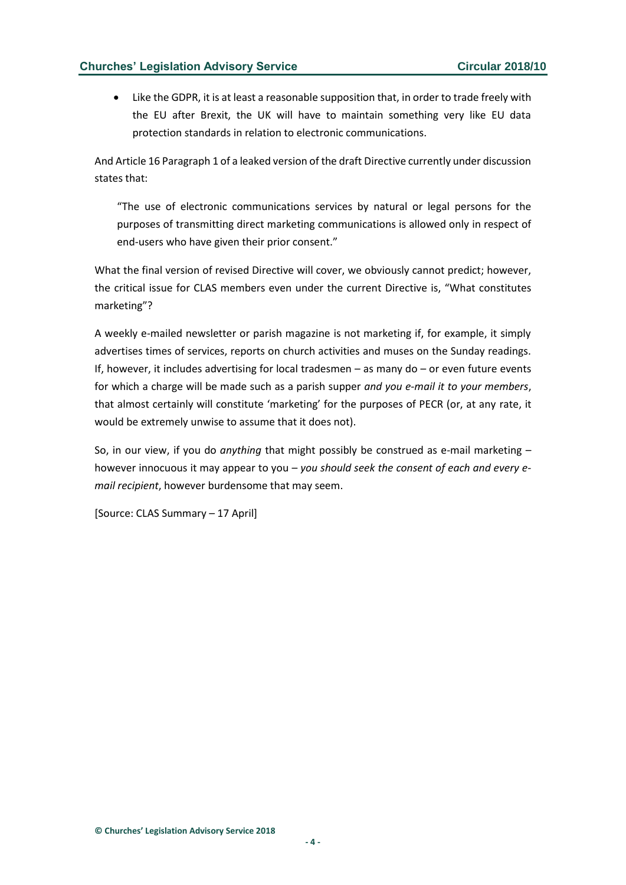- Like the GDPR, it is at least a reasonable supposition that, in order to trade freely with the EU after Brexit, the UK will have to maintain something very like EU data protection standards in relation to electronic communications.

And Article 16 Paragraph 1 of a leaked version of the draft Directive currently under discussion states that:

> "The use of electronic communications services by natural or legal persons for the purposes of transmitting direct marketing communications is allowed only in respect of end-users who have given their prior consent."

What the final version of revised Directive will cover, we obviously cannot predict; however, the critical issue for CLAS members even under the current Directive is, "What constitutes marketing"?

A weekly e-mailed newsletter or parish magazine is not marketing if, for example, it simply advertises times of services, reports on church activities and muses on the Sunday readings. If, however, it includes advertising for local tradesmen – as many do – or even future events for which a charge will be made such as a parish supper *and you e-mail it to your members*, that almost certainly will constitute 'marketing' for the purposes of PECR (or, at any rate, it would be extremely unwise to assume that it does not).

So, in our view, if you do *anything* that might possibly be construed as e-mail marketing – however innocuous it may appear to you – *you should seek the consent of each and every e-mail recipient*, however burdensome that may seem.

[Source: CLAS Summary – 17 April]